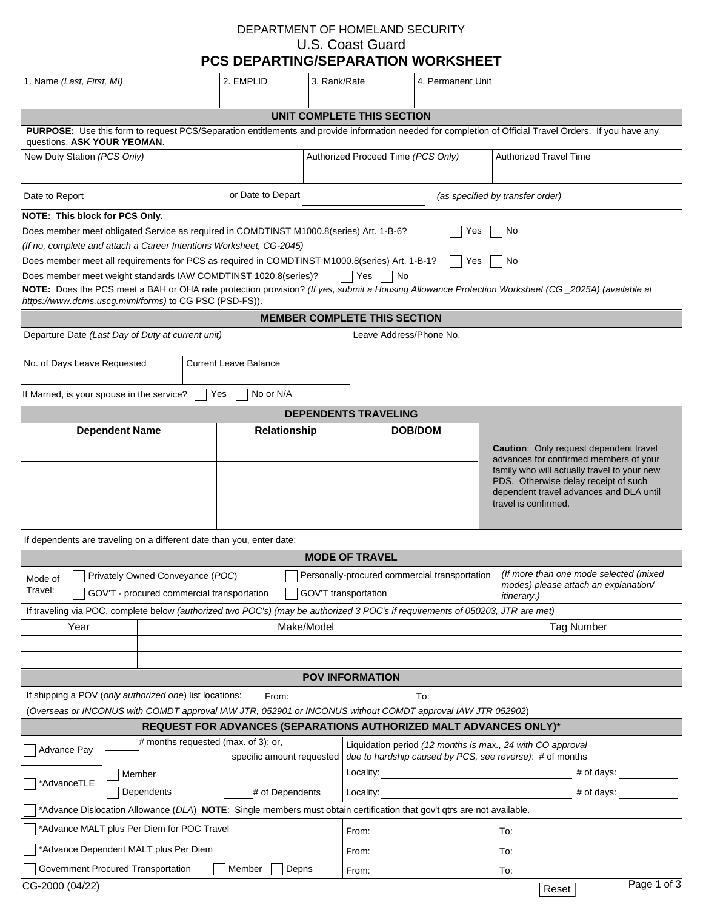DEPARTMENT OF HOMELAND SECURITY

U.S. Coast Guard

# PCS DEPARTING/SEPARATION WORKSHEET

| 1. Name *(Last, First, MI)* | 2. EMPLID | 3. Rank/Rate | 4. Permanent Unit |
|---|---|---|---|
| | | | |

## UNIT COMPLETE THIS SECTION

**PURPOSE:** Use this form to request PCS/Separation entitlements and provide information needed for completion of Official Travel Orders. If you have any questions, **ASK YOUR YEOMAN**.

| New Duty Station *(PCS Only)* | Authorized Proceed Time *(PCS Only)* | Authorized Travel Time |
|---|---|---|
| | | |

Date to Report ______________ or Date to Depart ______________ *(as specified by transfer order)*

**NOTE: This block for PCS Only.**

Does member meet obligated Service as required in COMDTINST M1000.8(series) Art. 1-B-6? ☐ Yes ☐ No

*(If no, complete and attach a Career Intentions Worksheet, CG-2045)*

Does member meet all requirements for PCS as required in COMDTINST M1000.8(series) Art. 1-B-1? ☐ Yes ☐ No

Does member meet weight standards IAW COMDTINST 1020.8(series)? ☐ Yes ☐ No

**NOTE:** Does the PCS meet a BAH or OHA rate protection provision? *(If yes, submit a Housing Allowance Protection Worksheet (CG _2025A) (available at https://www.dcms.uscg.miml/forms)* to CG PSC (PSD-FS)).

## MEMBER COMPLETE THIS SECTION

| Departure Date *(Last Day of Duty at current unit)* | | Leave Address/Phone No. |
|---|---|---|
| No. of Days Leave Requested | Current Leave Balance | |

If Married, is your spouse in the service? ☐ Yes ☐ No or N/A

## DEPENDENTS TRAVELING

| Dependent Name | Relationship | DOB/DOM |
|---|---|---|
| | | |
| | | |
| | | |
| | | |

**Caution**: Only request dependent travel advances for confirmed members of your family who will actually travel to your new PDS. Otherwise delay receipt of such dependent travel advances and DLA until travel is confirmed.

If dependents are traveling on a different date than you, enter date:

## MODE OF TRAVEL

Mode of Travel:
- ☐ Privately Owned Conveyance (*POC*)
- ☐ Personally-procured commercial transportation
- ☐ GOV'T - procured commercial transportation
- ☐ GOV'T transportation

*(If more than one mode selected (mixed modes) please attach an explanation/ itinerary.)*

If traveling via POC, complete below *(authorized two POC's) (may be authorized 3 POC's if requirements of 050203, JTR are met)*

| Year | Make/Model | Tag Number |
|---|---|---|
| | | |
| | | |

## POV INFORMATION

If shipping a POV (*only authorized one*) list locations: From: To:

(*Overseas or INCONUS with COMDT approval IAW JTR, 052901 or INCONUS without COMDT approval IAW JTR 052902*)

## REQUEST FOR ADVANCES (SEPARATIONS AUTHORIZED MALT ADVANCES ONLY)*

☐ Advance Pay — ______ # months requested (max. of 3); or, ______ specific amount requested — Liquidation period *(12 months is max., 24 with CO approval due to hardship caused by PCS, see reverse)*: # of months ______

☐ *AdvanceTLE
- ☐ Member — Locality: ______ # of days: ______
- ☐ Dependents ______ # of Dependents — Locality: ______ # of days: ______

☐ *Advance Dislocation Allowance (*DLA*) **NOTE**: Single members must obtain certification that gov't qtrs are not available.

| | From: | To: |
|---|---|---|
| ☐ *Advance MALT plus Per Diem for POC Travel | | |
| ☐ *Advance Dependent MALT plus Per Diem | | |
| ☐ Government Procured Transportation ☐ Member ☐ Depns | | |

CG-2000 (04/22)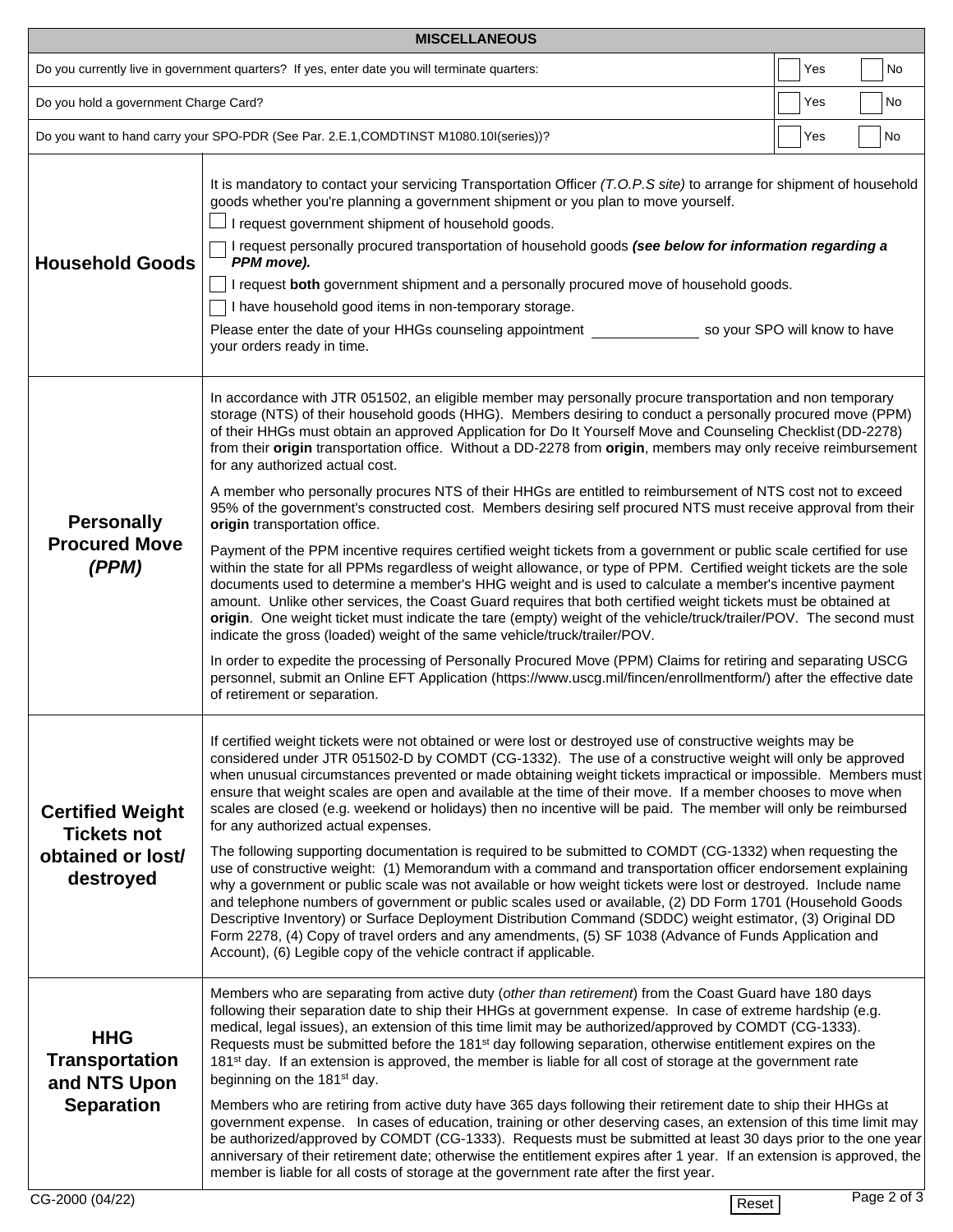## MISCELLANEOUS

| Question | Yes | No |
|---|---|---|
| Do you currently live in government quarters? If yes, enter date you will terminate quarters: | ☐ Yes | ☐ No |
| Do you hold a government Charge Card? | ☐ Yes | ☐ No |
| Do you want to hand carry your SPO-PDR (See Par. 2.E.1,COMDTINST M1080.10I(series))? | ☐ Yes | ☐ No |

### Household Goods

It is mandatory to contact your servicing Transportation Officer *(T.O.P.S site)* to arrange for shipment of household goods whether you're planning a government shipment or you plan to move yourself.

☐ I request government shipment of household goods.

☐ I request personally procured transportation of household goods ***(see below for information regarding a PPM move).***

☐ I request **both** government shipment and a personally procured move of household goods.

☐ I have household good items in non-temporary storage.

Please enter the date of your HHGs counseling appointment ______________ so your SPO will know to have your orders ready in time.

### Personally Procured Move *(PPM)*

In accordance with JTR 051502, an eligible member may personally procure transportation and non temporary storage (NTS) of their household goods (HHG). Members desiring to conduct a personally procured move (PPM) of their HHGs must obtain an approved Application for Do It Yourself Move and Counseling Checklist (DD-2278) from their **origin** transportation office. Without a DD-2278 from **origin**, members may only receive reimbursement for any authorized actual cost.

A member who personally procures NTS of their HHGs are entitled to reimbursement of NTS cost not to exceed 95% of the government's constructed cost. Members desiring self procured NTS must receive approval from their **origin** transportation office.

Payment of the PPM incentive requires certified weight tickets from a government or public scale certified for use within the state for all PPMs regardless of weight allowance, or type of PPM. Certified weight tickets are the sole documents used to determine a member's HHG weight and is used to calculate a member's incentive payment amount. Unlike other services, the Coast Guard requires that both certified weight tickets must be obtained at **origin**. One weight ticket must indicate the tare (empty) weight of the vehicle/truck/trailer/POV. The second must indicate the gross (loaded) weight of the same vehicle/truck/trailer/POV.

In order to expedite the processing of Personally Procured Move (PPM) Claims for retiring and separating USCG personnel, submit an Online EFT Application (https://www.uscg.mil/fincen/enrollmentform/) after the effective date of retirement or separation.

### Certified Weight Tickets not obtained or lost/ destroyed

If certified weight tickets were not obtained or were lost or destroyed use of constructive weights may be considered under JTR 051502-D by COMDT (CG-1332). The use of a constructive weight will only be approved when unusual circumstances prevented or made obtaining weight tickets impractical or impossible. Members must ensure that weight scales are open and available at the time of their move. If a member chooses to move when scales are closed (e.g. weekend or holidays) then no incentive will be paid. The member will only be reimbursed for any authorized actual expenses.

The following supporting documentation is required to be submitted to COMDT (CG-1332) when requesting the use of constructive weight: (1) Memorandum with a command and transportation officer endorsement explaining why a government or public scale was not available or how weight tickets were lost or destroyed. Include name and telephone numbers of government or public scales used or available, (2) DD Form 1701 (Household Goods Descriptive Inventory) or Surface Deployment Distribution Command (SDDC) weight estimator, (3) Original DD Form 2278, (4) Copy of travel orders and any amendments, (5) SF 1038 (Advance of Funds Application and Account), (6) Legible copy of the vehicle contract if applicable.

### HHG Transportation and NTS Upon Separation

Members who are separating from active duty (*other than retirement*) from the Coast Guard have 180 days following their separation date to ship their HHGs at government expense. In case of extreme hardship (e.g. medical, legal issues), an extension of this time limit may be authorized/approved by COMDT (CG-1333). Requests must be submitted before the 181st day following separation, otherwise entitlement expires on the 181st day. If an extension is approved, the member is liable for all cost of storage at the government rate beginning on the 181st day.

Members who are retiring from active duty have 365 days following their retirement date to ship their HHGs at government expense. In cases of education, training or other deserving cases, an extension of this time limit may be authorized/approved by COMDT (CG-1333). Requests must be submitted at least 30 days prior to the one year anniversary of their retirement date; otherwise the entitlement expires after 1 year. If an extension is approved, the member is liable for all costs of storage at the government rate after the first year.

CG-2000 (04/22)

Reset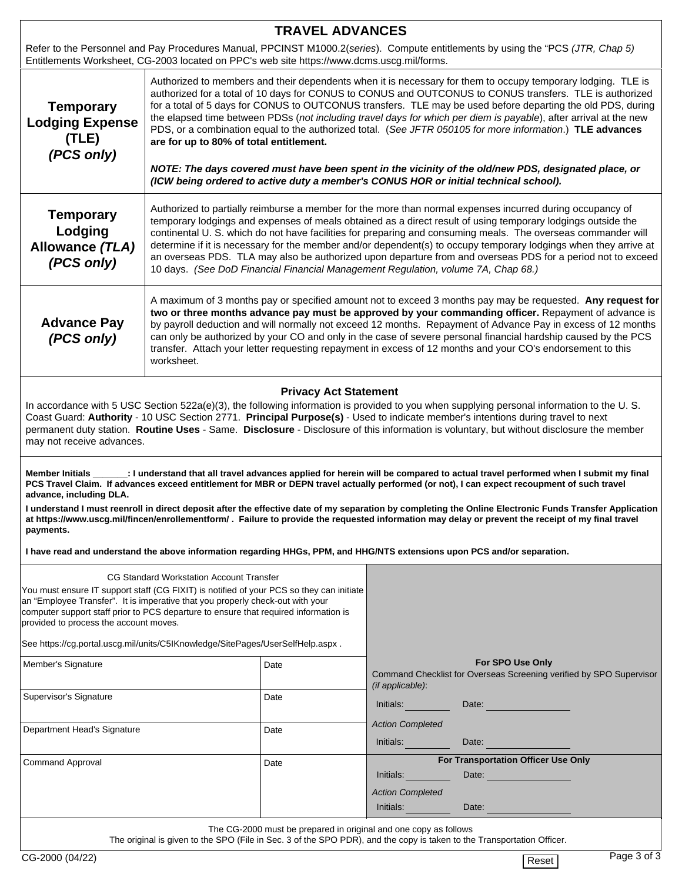# TRAVEL ADVANCES

Refer to the Personnel and Pay Procedures Manual, PPCINST M1000.2(*series*). Compute entitlements by using the "PCS *(JTR, Chap 5)* Entitlements Worksheet, CG-2003 located on PPC's web site https://www.dcms.uscg.mil/forms.

| | |
|---|---|
| **Temporary Lodging Expense (TLE)** ***(PCS only)*** | Authorized to members and their dependents when it is necessary for them to occupy temporary lodging. TLE is authorized for a total of 10 days for CONUS to CONUS and OUTCONUS to CONUS transfers. TLE is authorized for a total of 5 days for CONUS to OUTCONUS transfers. TLE may be used before departing the old PDS, during the elapsed time between PDSs (*not including travel days for which per diem is payable*), after arrival at the new PDS, or a combination equal to the authorized total. (*See JFTR 050105 for more information*.) **TLE advances are for up to 80% of total entitlement.** <br><br> ***NOTE: The days covered must have been spent in the vicinity of the old/new PDS, designated place, or (ICW being ordered to active duty a member's CONUS HOR or initial technical school).*** |
| **Temporary Lodging Allowance *(TLA)*** ***(PCS only)*** | Authorized to partially reimburse a member for the more than normal expenses incurred during occupancy of temporary lodgings and expenses of meals obtained as a direct result of using temporary lodgings outside the continental U. S. which do not have facilities for preparing and consuming meals. The overseas commander will determine if it is necessary for the member and/or dependent(s) to occupy temporary lodgings when they arrive at an overseas PDS. TLA may also be authorized upon departure from and overseas PDS for a period not to exceed 10 days. *(See DoD Financial Financial Management Regulation, volume 7A, Chap 68.)* |
| **Advance Pay** ***(PCS only)*** | A maximum of 3 months pay or specified amount not to exceed 3 months pay may be requested. **Any request for two or three months advance pay must be approved by your commanding officer.** Repayment of advance is by payroll deduction and will normally not exceed 12 months. Repayment of Advance Pay in excess of 12 months can only be authorized by your CO and only in the case of severe personal financial hardship caused by the PCS transfer. Attach your letter requesting repayment in excess of 12 months and your CO's endorsement to this worksheet. |

### Privacy Act Statement

In accordance with 5 USC Section 522a(e)(3), the following information is provided to you when supplying personal information to the U. S. Coast Guard: **Authority** - 10 USC Section 2771. **Principal Purpose(s)** - Used to indicate member's intentions during travel to next permanent duty station. **Routine Uses** - Same. **Disclosure** - Disclosure of this information is voluntary, but without disclosure the member may not receive advances.

**Member Initials _______: I understand that all travel advances applied for herein will be compared to actual travel performed when I submit my final PCS Travel Claim. If advances exceed entitlement for MBR or DEPN travel actually performed (or not), I can expect recoupment of such travel advance, including DLA.**

**I understand I must reenroll in direct deposit after the effective date of my separation by completing the Online Electronic Funds Transfer Application at https://www.uscg.mil/fincen/enrollementform/ . Failure to provide the requested information may delay or prevent the receipt of my final travel payments.**

**I have read and understand the above information regarding HHGs, PPM, and HHG/NTS extensions upon PCS and/or separation.**

CG Standard Workstation Account Transfer

You must ensure IT support staff (CG FIXIT) is notified of your PCS so they can initiate an "Employee Transfer". It is imperative that you properly check-out with your computer support staff prior to PCS departure to ensure that required information is provided to process the account moves.

See https://cg.portal.uscg.mil/units/C5IKnowledge/SitePages/UserSelfHelp.aspx .

| | |
|---|---|
| Member's Signature | Date |
| Supervisor's Signature | Date |
| Department Head's Signature | Date |
| Command Approval | Date |

**For SPO Use Only**

Command Checklist for Overseas Screening verified by SPO Supervisor *(if applicable)*:

Initials: ________ Date: ________________

*Action Completed*

Initials: ________ Date: ________________

**For Transportation Officer Use Only**

Initials: ________ Date: ________________

*Action Completed*

Initials: ________ Date: ________________

The CG-2000 must be prepared in original and one copy as follows
The original is given to the SPO (File in Sec. 3 of the SPO PDR), and the copy is taken to the Transportation Officer.

CG-2000 (04/22)

Reset